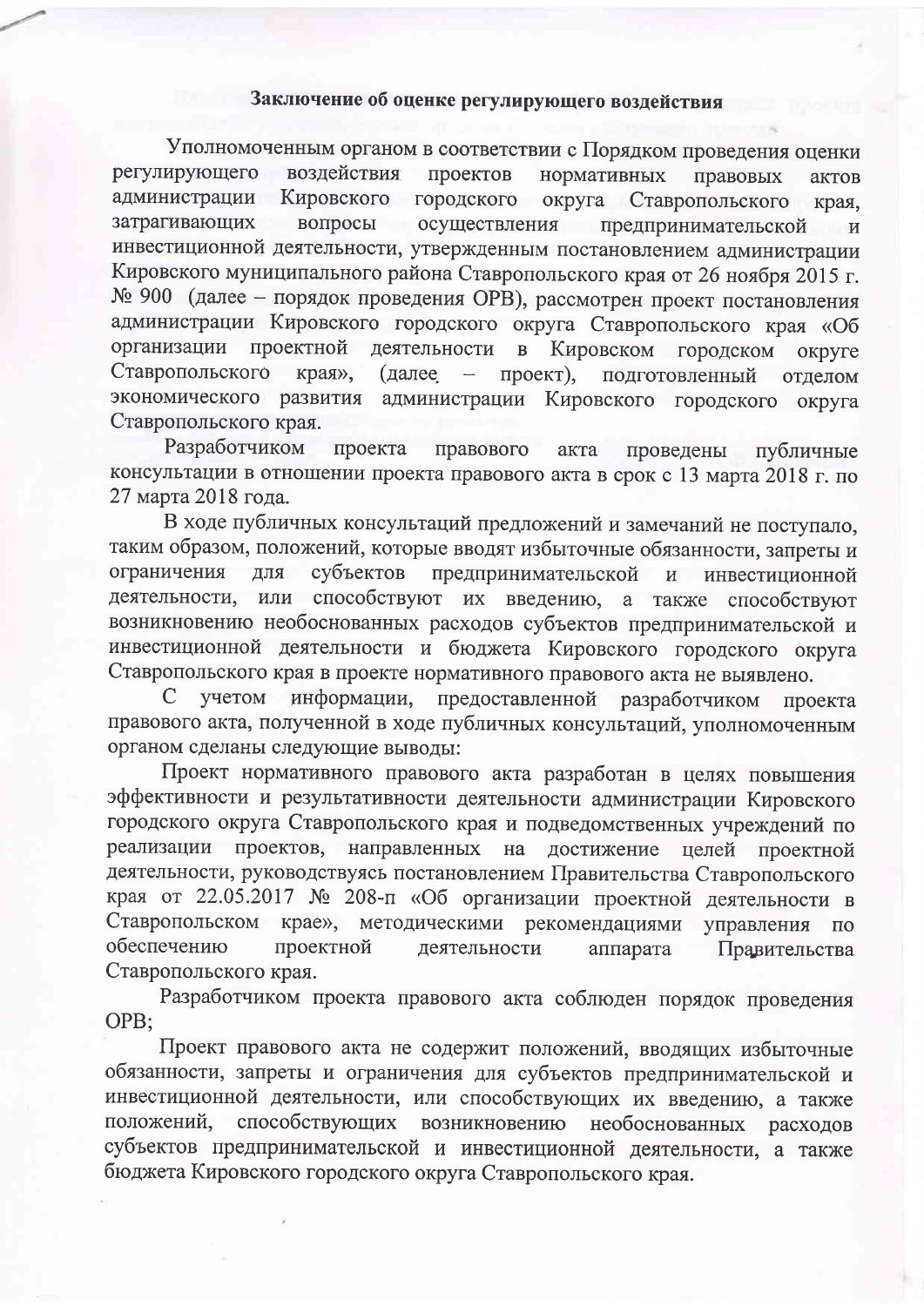**Заключение об оценке регулирующего воздействия**

Уполномоченным органом в соответствии с Порядком проведения оценки регулирующего воздействия проектов нормативных правовых актов администрации Кировского городского округа Ставропольского края, затрагивающих вопросы осуществления предпринимательской и инвестиционной деятельности, утвержденным постановлением администрации Кировского муниципального района Ставропольского края от 26 ноября 2015 г. № 900 (далее – порядок проведения ОРВ), рассмотрен проект постановления администрации Кировского городского округа Ставропольского края «Об организации проектной деятельности в Кировском городском округе Ставропольского края», (далее – проект), подготовленный отделом экономического развития администрации Кировского городского округа Ставропольского края.

Разработчиком проекта правового акта проведены публичные консультации в отношении проекта правового акта в срок с 13 марта 2018 г. по 27 марта 2018 года.

В ходе публичных консультаций предложений и замечаний не поступало, таким образом, положений, которые вводят избыточные обязанности, запреты и ограничения для субъектов предпринимательской и инвестиционной деятельности, или способствуют их введению, а также способствуют возникновению необоснованных расходов субъектов предпринимательской и инвестиционной деятельности и бюджета Кировского городского округа Ставропольского края в проекте нормативного правового акта не выявлено.

С учетом информации, предоставленной разработчиком проекта правового акта, полученной в ходе публичных консультаций, уполномоченным органом сделаны следующие выводы:

Проект нормативного правового акта разработан в целях повышения эффективности и результативности деятельности администрации Кировского городского округа Ставропольского края и подведомственных учреждений по реализации проектов, направленных на достижение целей проектной деятельности, руководствуясь постановлением Правительства Ставропольского края от 22.05.2017 № 208-п «Об организации проектной деятельности в Ставропольском крае», методическими рекомендациями управления по обеспечению проектной деятельности аппарата Правительства Ставропольского края.

Разработчиком проекта правового акта соблюден порядок проведения ОРВ;

Проект правового акта не содержит положений, вводящих избыточные обязанности, запреты и ограничения для субъектов предпринимательской и инвестиционной деятельности, или способствующих их введению, а также положений, способствующих возникновению необоснованных расходов субъектов предпринимательской и инвестиционной деятельности, а также бюджета Кировского городского округа Ставропольского края.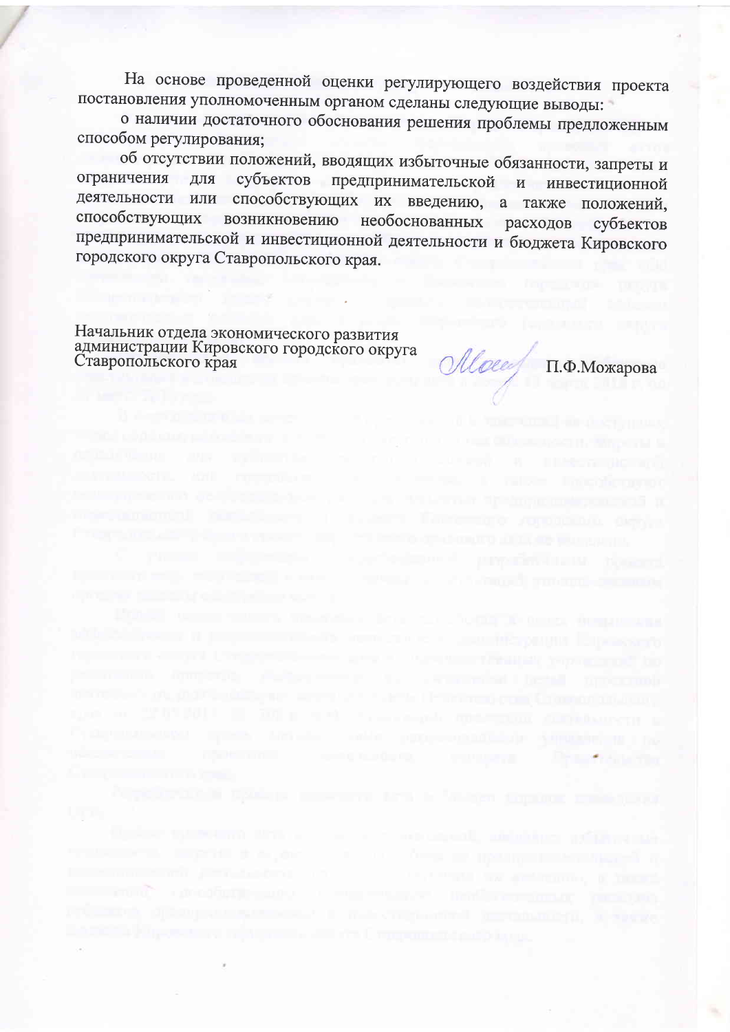На основе проведенной оценки регулирующего воздействия проекта постановления уполномоченным органом сделаны следующие выводы:

о наличии достаточного обоснования решения проблемы предложенным способом регулирования;

об отсутствии положений, вводящих избыточные обязанности, запреты и ограничения для субъектов предпринимательской и инвестиционной деятельности или способствующих их введению, а также положений, способствующих возникновению необоснованных расходов субъектов предпринимательской и инвестиционной деятельности и бюджета Кировского городского округа Ставропольского края.

Начальник отдела экономического развития
администрации Кировского городского округа
Ставропольского края П.Ф.Можарова